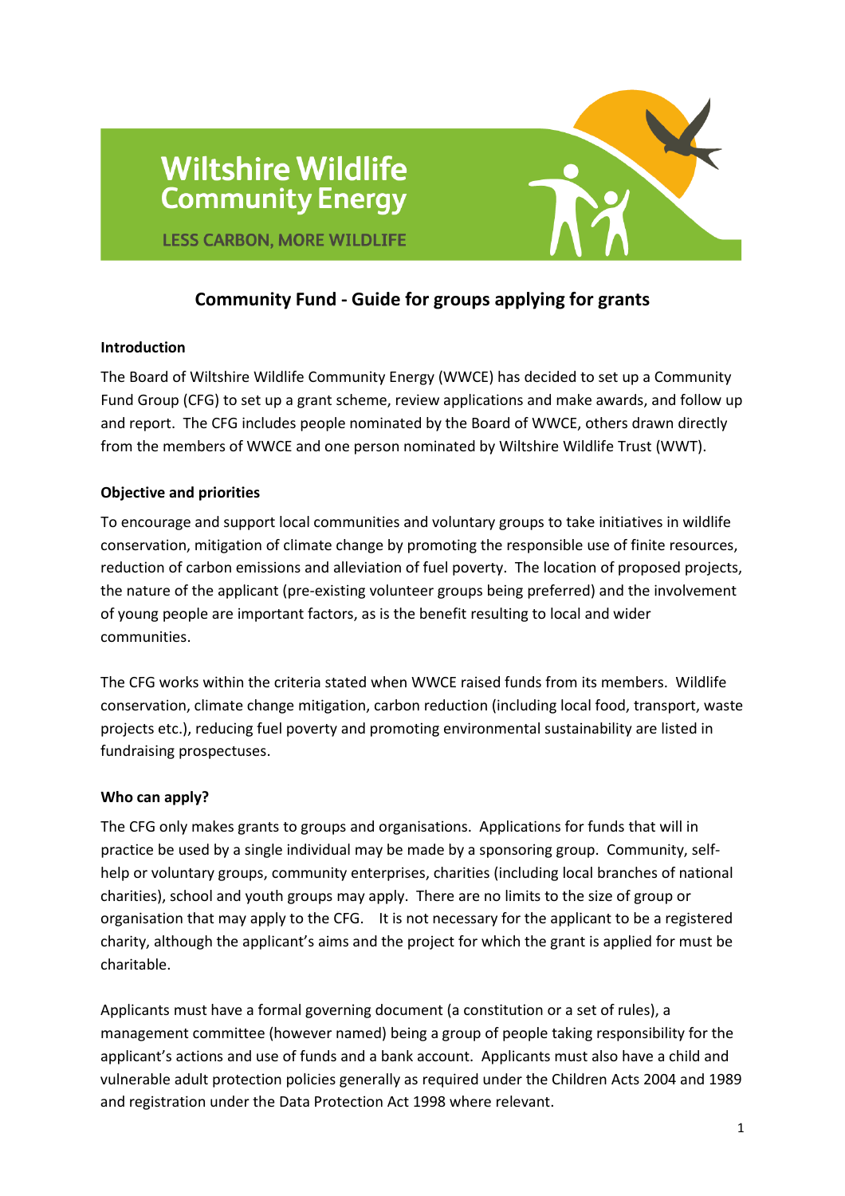Wiltshire Wildlife Community Energy

LESS CARBON, MORE WILDLIFE

# Community Fund - Guide for groups applying for grants

## Introduction

The Board of Wiltshire Wildlife Community Energy (WWCE) has decided to set up a Community Fund Group (CFG) to set up a grant scheme, review applications and make awards, and follow up and report. The CFG includes people nominated by the Board of WWCE, others drawn directly from the members of WWCE and one person nominated by Wiltshire Wildlife Trust (WWT).

## Objective and priorities

To encourage and support local communities and voluntary groups to take initiatives in wildlife conservation, mitigation of climate change by promoting the responsible use of finite resources, reduction of carbon emissions and alleviation of fuel poverty. The location of proposed projects, the nature of the applicant (pre-existing volunteer groups being preferred) and the involvement of young people are important factors, as is the benefit resulting to local and wider communities.

The CFG works within the criteria stated when WWCE raised funds from its members. Wildlife conservation, climate change mitigation, carbon reduction (including local food, transport, waste projects etc.), reducing fuel poverty and promoting environmental sustainability are listed in fundraising prospectuses.

## Who can apply?

The CFG only makes grants to groups and organisations. Applications for funds that will in practice be used by a single individual may be made by a sponsoring group. Community, self-help or voluntary groups, community enterprises, charities (including local branches of national charities), school and youth groups may apply. There are no limits to the size of group or organisation that may apply to the CFG. It is not necessary for the applicant to be a registered charity, although the applicant's aims and the project for which the grant is applied for must be charitable.

Applicants must have a formal governing document (a constitution or a set of rules), a management committee (however named) being a group of people taking responsibility for the applicant's actions and use of funds and a bank account. Applicants must also have a child and vulnerable adult protection policies generally as required under the Children Acts 2004 and 1989 and registration under the Data Protection Act 1998 where relevant.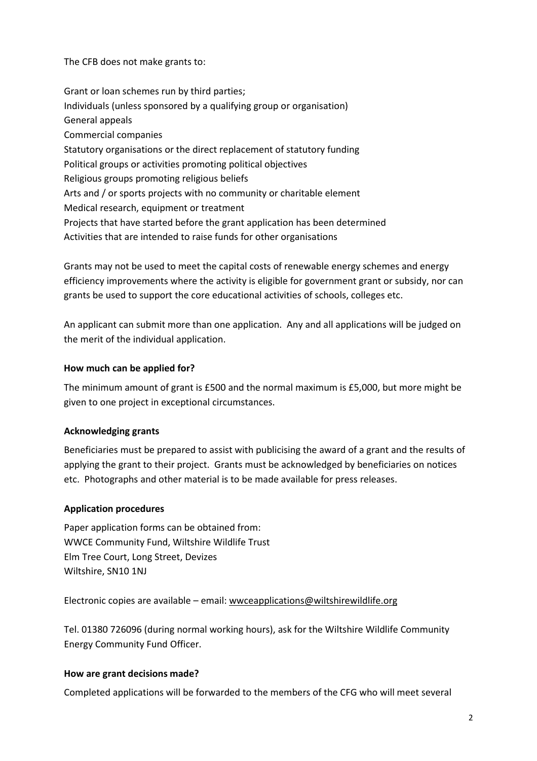The CFB does not make grants to:

Grant or loan schemes run by third parties;
Individuals (unless sponsored by a qualifying group or organisation)
General appeals
Commercial companies
Statutory organisations or the direct replacement of statutory funding
Political groups or activities promoting political objectives
Religious groups promoting religious beliefs
Arts and / or sports projects with no community or charitable element
Medical research, equipment or treatment
Projects that have started before the grant application has been determined
Activities that are intended to raise funds for other organisations

Grants may not be used to meet the capital costs of renewable energy schemes and energy efficiency improvements where the activity is eligible for government grant or subsidy, nor can grants be used to support the core educational activities of schools, colleges etc.

An applicant can submit more than one application. Any and all applications will be judged on the merit of the individual application.

**How much can be applied for?**

The minimum amount of grant is £500 and the normal maximum is £5,000, but more might be given to one project in exceptional circumstances.

**Acknowledging grants**

Beneficiaries must be prepared to assist with publicising the award of a grant and the results of applying the grant to their project. Grants must be acknowledged by beneficiaries on notices etc. Photographs and other material is to be made available for press releases.

**Application procedures**

Paper application forms can be obtained from:
WWCE Community Fund, Wiltshire Wildlife Trust
Elm Tree Court, Long Street, Devizes
Wiltshire, SN10 1NJ

Electronic copies are available – email: wwceapplications@wiltshirewildlife.org

Tel. 01380 726096 (during normal working hours), ask for the Wiltshire Wildlife Community Energy Community Fund Officer.

**How are grant decisions made?**

Completed applications will be forwarded to the members of the CFG who will meet several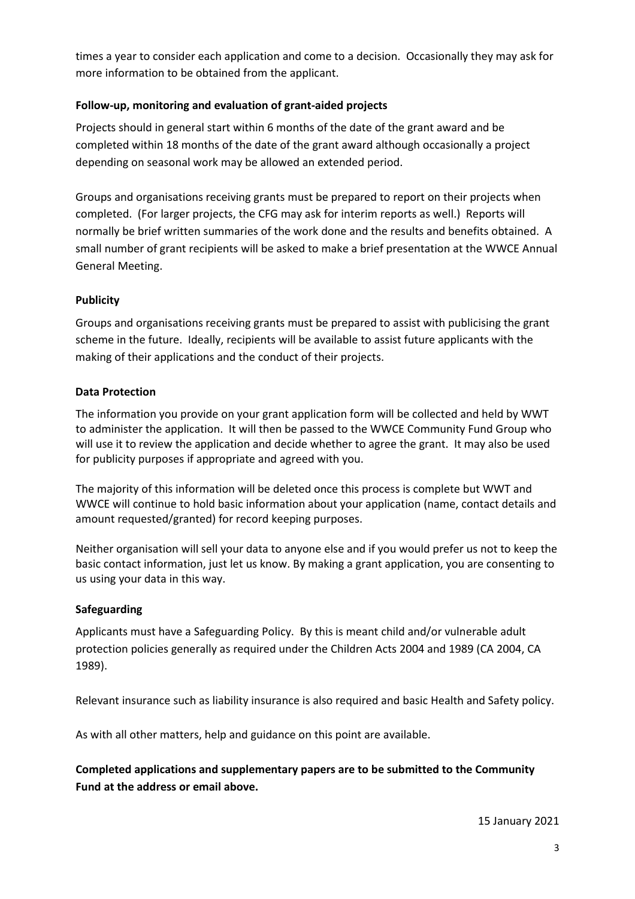times a year to consider each application and come to a decision. Occasionally they may ask for more information to be obtained from the applicant.

**Follow-up, monitoring and evaluation of grant-aided projects**

Projects should in general start within 6 months of the date of the grant award and be completed within 18 months of the date of the grant award although occasionally a project depending on seasonal work may be allowed an extended period.

Groups and organisations receiving grants must be prepared to report on their projects when completed. (For larger projects, the CFG may ask for interim reports as well.) Reports will normally be brief written summaries of the work done and the results and benefits obtained. A small number of grant recipients will be asked to make a brief presentation at the WWCE Annual General Meeting.

**Publicity**

Groups and organisations receiving grants must be prepared to assist with publicising the grant scheme in the future. Ideally, recipients will be available to assist future applicants with the making of their applications and the conduct of their projects.

**Data Protection**

The information you provide on your grant application form will be collected and held by WWT to administer the application. It will then be passed to the WWCE Community Fund Group who will use it to review the application and decide whether to agree the grant. It may also be used for publicity purposes if appropriate and agreed with you.

The majority of this information will be deleted once this process is complete but WWT and WWCE will continue to hold basic information about your application (name, contact details and amount requested/granted) for record keeping purposes.

Neither organisation will sell your data to anyone else and if you would prefer us not to keep the basic contact information, just let us know. By making a grant application, you are consenting to us using your data in this way.

**Safeguarding**

Applicants must have a Safeguarding Policy. By this is meant child and/or vulnerable adult protection policies generally as required under the Children Acts 2004 and 1989 (CA 2004, CA 1989).

Relevant insurance such as liability insurance is also required and basic Health and Safety policy.

As with all other matters, help and guidance on this point are available.

**Completed applications and supplementary papers are to be submitted to the Community Fund at the address or email above.**

15 January 2021